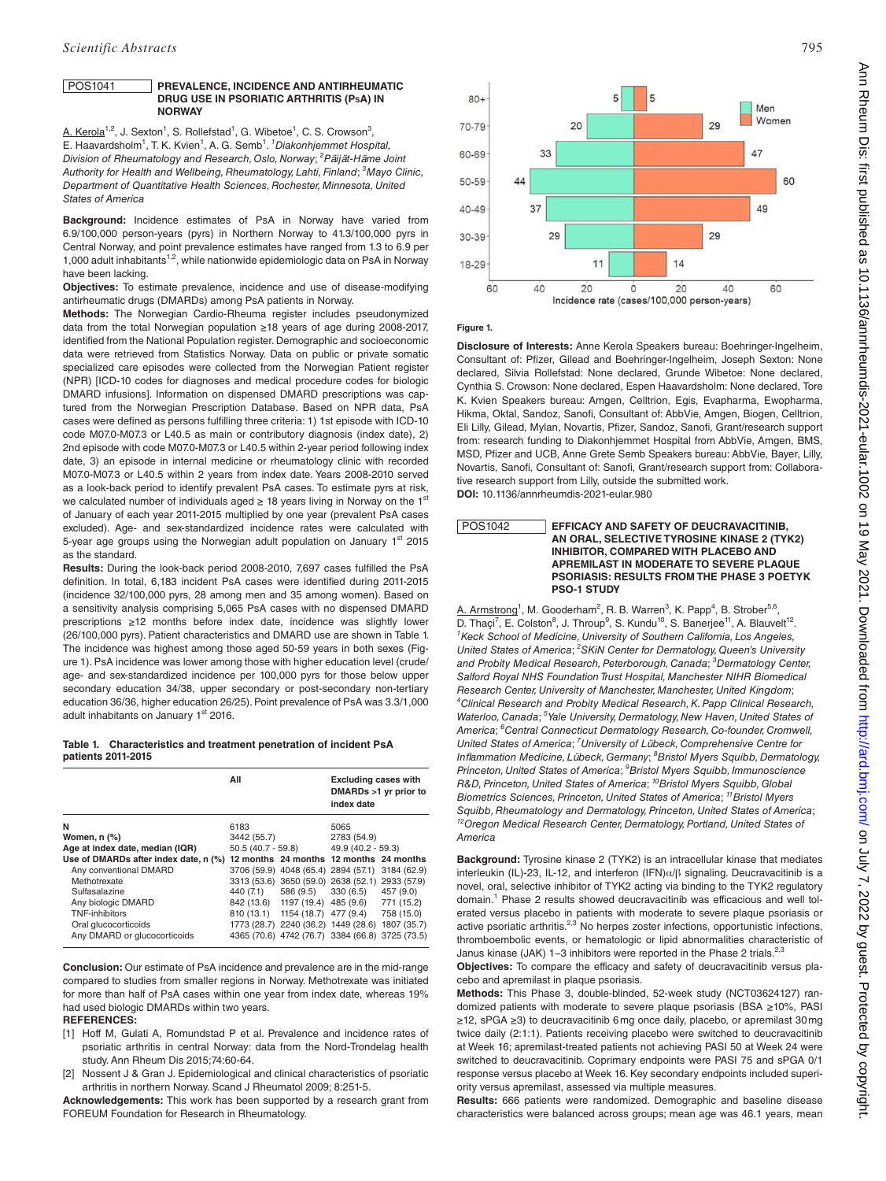POS1041 **PREVALENCE, INCIDENCE AND ANTIRHEUMATIC DRUG USE IN PSORIATIC ARTHRITIS (PsA) IN NORWAY**

A. Kerola[1,2], J. Sexton[1], S. Rollefstad[1], G. Wibetoe[1], C. S. Crowson[3], E. Haavardsholm[1], T. K. Kvien[1], A. G. Semb[1]. [1]*Diakonhjemmet Hospital, Division of Rheumatology and Research, Oslo, Norway*; [2]*Päijät-Häme Joint Authority for Health and Wellbeing, Rheumatology, Lahti, Finland*; [3]*Mayo Clinic, Department of Quantitative Health Sciences, Rochester, Minnesota, United States of America*

**Background:** Incidence estimates of PsA in Norway have varied from 6.9/100,000 person-years (pyrs) in Northern Norway to 41.3/100,000 pyrs in Central Norway, and point prevalence estimates have ranged from 1.3 to 6.9 per 1,000 adult inhabitants[1,2], while nationwide epidemiologic data on PsA in Norway have been lacking.

**Objectives:** To estimate prevalence, incidence and use of disease-modifying antirheumatic drugs (DMARDs) among PsA patients in Norway.

**Methods:** The Norwegian Cardio-Rheuma register includes pseudonymized data from the total Norwegian population ≥18 years of age during 2008-2017, identified from the National Population register. Demographic and socioeconomic data were retrieved from Statistics Norway. Data on public or private somatic specialized care episodes were collected from the Norwegian Patient register (NPR) [ICD-10 codes for diagnoses and medical procedure codes for biologic DMARD infusions]. Information on dispensed DMARD prescriptions was captured from the Norwegian Prescription Database. Based on NPR data, PsA cases were defined as persons fulfilling three criteria: 1) 1st episode with ICD-10 code M07.0-M07.3 or L40.5 as main or contributory diagnosis (index date), 2) 2nd episode with code M07.0-M07.3 or L40.5 within 2-year period following index date, 3) an episode in internal medicine or rheumatology clinic with recorded M07.0-M07.3 or L40.5 within 2 years from index date. Years 2008-2010 served as a look-back period to identify prevalent PsA cases. To estimate pyrs at risk, we calculated number of individuals aged ≥ 18 years living in Norway on the 1st of January of each year 2011-2015 multiplied by one year (prevalent PsA cases excluded). Age- and sex-standardized incidence rates were calculated with 5-year age groups using the Norwegian adult population on January 1st 2015 as the standard.

**Results:** During the look-back period 2008-2010, 7,697 cases fulfilled the PsA definition. In total, 6,183 incident PsA cases were identified during 2011-2015 (incidence 32/100,000 pyrs, 28 among men and 35 among women). Based on a sensitivity analysis comprising 5,065 PsA cases with no dispensed DMARD prescriptions ≥12 months before index date, incidence was slightly lower (26/100,000 pyrs). Patient characteristics and DMARD use are shown in Table 1. The incidence was highest among those aged 50-59 years in both sexes (Figure 1). PsA incidence was lower among those with higher education level (crude/age- and sex-standardized incidence per 100,000 pyrs for those below upper secondary education 34/38, upper secondary or post-secondary non-tertiary education 36/36, higher education 26/25). Point prevalence of PsA was 3.3/1,000 adult inhabitants on January 1st 2016.

**Table 1. Characteristics and treatment penetration of incident PsA patients 2011-2015**

| | All | | Excluding cases with DMARDs >1 yr prior to index date | |
|---|---|---|---|---|
| **N** | 6183 | | 5065 | |
| **Women, n (%)** | 3442 (55.7) | | 2783 (54.9) | |
| **Age at index date, median (IQR)** | 50.5 (40.7 - 59.8) | | 49.9 (40.2 - 59.3) | |
| **Use of DMARDs after index date, n (%)** | **12 months** | **24 months** | **12 months** | **24 months** |
| Any conventional DMARD | 3706 (59.9) | 4048 (65.4) | 2894 (57.1) | 3184 (62.9) |
| Methotrexate | 3313 (53.6) | 3650 (59.0) | 2638 (52.1) | 2933 (57.9) |
| Sulfasalazine | 440 (7.1) | 586 (9.5) | 330 (6.5) | 457 (9.0) |
| Any biologic DMARD | 842 (13.6) | 1197 (19.4) | 485 (9.6) | 771 (15.2) |
| TNF-inhibitors | 810 (13.1) | 1154 (18.7) | 477 (9.4) | 758 (15.0) |
| Oral glucocorticoids | 1773 (28.7) | 2240 (36.2) | 1449 (28.6) | 1807 (35.7) |
| Any DMARD or glucocorticoids | 4365 (70.6) | 4742 (76.7) | 3384 (66.8) | 3725 (73.5) |

**Conclusion:** Our estimate of PsA incidence and prevalence are in the mid-range compared to studies from smaller regions in Norway. Methotrexate was initiated for more than half of PsA cases within one year from index date, whereas 19% had used biologic DMARDs within two years.

**REFERENCES:**

[1] Hoff M, Gulati A, Romundstad P et al. Prevalence and incidence rates of psoriatic arthritis in central Norway: data from the Nord-Trondelag health study. Ann Rheum Dis 2015;74:60-64.

[2] Nossent J & Gran J. Epidemiological and clinical characteristics of psoriatic arthritis in northern Norway. Scand J Rheumatol 2009; 8:251-5.

**Acknowledgements:** This work has been supported by a research grant from FOREUM Foundation for Research in Rheumatology.

80+
70-79
60-69
50-59
40-49
30-39
18-29
5 5
20 29
33 47
44 60
37 49
29 29
11 14
Men
Women
60 40 20 0 20 40 60
Incidence rate (cases/100,000 person-years)

**Figure 1.**

**Disclosure of Interests:** Anne Kerola Speakers bureau: Boehringer-Ingelheim, Consultant of: Pfizer, Gilead and Boehringer-Ingelheim, Joseph Sexton: None declared, Silvia Rollefstad: None declared, Grunde Wibetoe: None declared, Cynthia S. Crowson: None declared, Espen Haavardsholm: None declared, Tore K. Kvien Speakers bureau: Amgen, Celltrion, Egis, Evapharma, Ewopharma, Hikma, Oktal, Sandoz, Sanofi, Consultant of: AbbVie, Amgen, Biogen, Celltrion, Eli Lilly, Gilead, Mylan, Novartis, Pfizer, Sandoz, Sanofi, Grant/research support from: research funding to Diakonhjemmet Hospital from AbbVie, Amgen, BMS, MSD, Pfizer and UCB, Anne Grete Semb Speakers bureau: AbbVie, Bayer, Lilly, Novartis, Sanofi, Consultant of: Sanofi, Grant/research support from: Collaborative research support from Lilly, outside the submitted work.

**DOI:** 10.1136/annrheumdis-2021-eular.980

POS1042 **EFFICACY AND SAFETY OF DEUCRAVACITINIB, AN ORAL, SELECTIVE TYROSINE KINASE 2 (TYK2) INHIBITOR, COMPARED WITH PLACEBO AND APREMILAST IN MODERATE TO SEVERE PLAQUE PSORIASIS: RESULTS FROM THE PHASE 3 POETYK PSO-1 STUDY**

A. Armstrong[1], M. Gooderham[2], R. B. Warren[3], K. Papp[4], B. Strober[5,6], D. Thaçi[7], E. Colston[8], J. Throup[9], S. Kundu[10], S. Banerjee[11], A. Blauvelt[12]. [1]*Keck School of Medicine, University of Southern California, Los Angeles, United States of America*; [2]*SKiN Center for Dermatology, Queen's University and Probity Medical Research, Peterborough, Canada*; [3]*Dermatology Center, Salford Royal NHS Foundation Trust Hospital, Manchester NIHR Biomedical Research Center, University of Manchester, Manchester, United Kingdom*; [4]*Clinical Research and Probity Medical Research, K. Papp Clinical Research, Waterloo, Canada*; [5]*Yale University, Dermatology, New Haven, United States of America*; [6]*Central Connecticut Dermatology Research, Co-founder, Cromwell, United States of America*; [7]*University of Lübeck, Comprehensive Centre for Inflammation Medicine, Lübeck, Germany*; [8]*Bristol Myers Squibb, Dermatology, Princeton, United States of America*; [9]*Bristol Myers Squibb, Immunoscience R&D, Princeton, United States of America*; [10]*Bristol Myers Squibb, Global Biometrics Sciences, Princeton, United States of America*; [11]*Bristol Myers Squibb, Rheumatology and Dermatology, Princeton, United States of America*; [12]*Oregon Medical Research Center, Dermatology, Portland, United States of America*

**Background:** Tyrosine kinase 2 (TYK2) is an intracellular kinase that mediates interleukin (IL)-23, IL-12, and interferon (IFN)α/β signaling. Deucravacitinib is a novel, oral, selective inhibitor of TYK2 acting via binding to the TYK2 regulatory domain.[1] Phase 2 results showed deucravacitinib was efficacious and well tolerated versus placebo in patients with moderate to severe plaque psoriasis or active psoriatic arthritis.[2,3] No herpes zoster infections, opportunistic infections, thromboembolic events, or hematologic or lipid abnormalities characteristic of Janus kinase (JAK) 1–3 inhibitors were reported in the Phase 2 trials.[2,3]

**Objectives:** To compare the efficacy and safety of deucravacitinib versus placebo and apremilast in plaque psoriasis.

**Methods:** This Phase 3, double-blinded, 52-week study (NCT03624127) randomized patients with moderate to severe plaque psoriasis (BSA ≥10%, PASI ≥12, sPGA ≥3) to deucravacitinib 6mg once daily, placebo, or apremilast 30mg twice daily (2:1:1). Patients receiving placebo were switched to deucravacitinib at Week 16; apremilast-treated patients not achieving PASI 50 at Week 24 were switched to deucravacitinib. Coprimary endpoints were PASI 75 and sPGA 0/1 response versus placebo at Week 16. Key secondary endpoints included superiority versus apremilast, assessed via multiple measures.

**Results:** 666 patients were randomized. Demographic and baseline disease characteristics were balanced across groups; mean age was 46.1 years, mean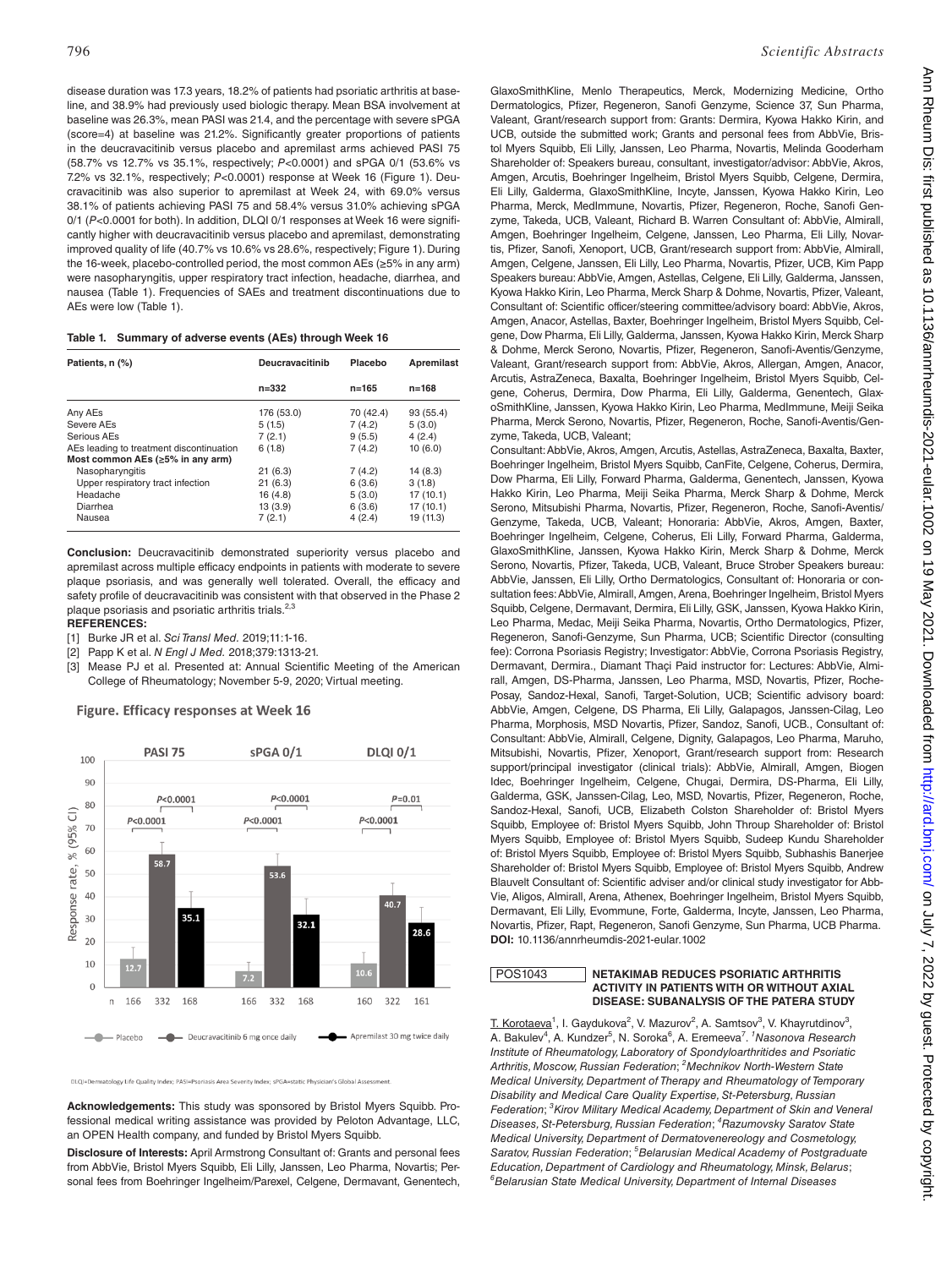disease duration was 17.3 years, 18.2% of patients had psoriatic arthritis at baseline, and 38.9% had previously used biologic therapy. Mean BSA involvement at baseline was 26.3%, mean PASI was 21.4, and the percentage with severe sPGA (score=4) at baseline was 21.2%. Significantly greater proportions of patients in the deucravacitinib versus placebo and apremilast arms achieved PASI 75 (58.7% vs 12.7% vs 35.1%, respectively; $P<0.0001$) and sPGA 0/1 (53.6% vs 7.2% vs 32.1%, respectively; $P<0.0001$) response at Week 16 (Figure 1). Deucravacitinib was also superior to apremilast at Week 24, with 69.0% versus 38.1% of patients achieving PASI 75 and 58.4% versus 31.0% achieving sPGA 0/1 ($P<0.0001$ for both). In addition, DLQI 0/1 responses at Week 16 were significantly higher with deucravacitinib versus placebo and apremilast, demonstrating improved quality of life (40.7% vs 10.6% vs 28.6%, respectively; Figure 1). During the 16-week, placebo-controlled period, the most common AEs (≥5% in any arm) were nasopharyngitis, upper respiratory tract infection, headache, diarrhea, and nausea (Table 1). Frequencies of SAEs and treatment discontinuations due to AEs were low (Table 1).

**Table 1. Summary of adverse events (AEs) through Week 16**

| Patients, n (%) | Deucravacitinib | Placebo | Apremilast |
|---|---|---|---|
| | n=332 | n=165 | n=168 |
| Any AEs | 176 (53.0) | 70 (42.4) | 93 (55.4) |
| Severe AEs | 5 (1.5) | 7 (4.2) | 5 (3.0) |
| Serious AEs | 7 (2.1) | 9 (5.5) | 4 (2.4) |
| AEs leading to treatment discontinuation | 6 (1.8) | 7 (4.2) | 10 (6.0) |
| **Most common AEs (≥5% in any arm)** | | | |
| Nasopharyngitis | 21 (6.3) | 7 (4.2) | 14 (8.3) |
| Upper respiratory tract infection | 21 (6.3) | 6 (3.6) | 3 (1.8) |
| Headache | 16 (4.8) | 5 (3.0) | 17 (10.1) |
| Diarrhea | 13 (3.9) | 6 (3.6) | 17 (10.1) |
| Nausea | 7 (2.1) | 4 (2.4) | 19 (11.3) |

**Conclusion:** Deucravacitinib demonstrated superiority versus placebo and apremilast across multiple efficacy endpoints in patients with moderate to severe plaque psoriasis, and was generally well tolerated. Overall, the efficacy and safety profile of deucravacitinib was consistent with that observed in the Phase 2 plaque psoriasis and psoriatic arthritis trials.[2,3]

**REFERENCES:**
[1] Burke JR et al. *Sci Transl Med.* 2019;11:1-16.
[2] Papp K et al. *N Engl J Med.* 2018;379:1313-21.
[3] Mease PJ et al. Presented at: Annual Scientific Meeting of the American College of Rheumatology; November 5-9, 2020; Virtual meeting.

**Figure. Efficacy responses at Week 16**

PASI 75 sPGA 0/1 DLQI 0/1

Response rate, % (95% CI)

P<0.0001 P<0.0001 P<0.0001 P<0.0001 P<0.0001 P=0.01

12.7 58.7 35.1 7.2 53.6 32.1 10.6 40.7 28.6

n 166 332 168 166 332 168 160 322 161

Placebo — Deucravacitinib 6 mg once daily — Apremilast 30 mg twice daily

DLQI=Dermatology Life Quality Index; PASI=Psoriasis Area Severity Index; sPGA=static Physician's Global Assessment.

**Acknowledgements:** This study was sponsored by Bristol Myers Squibb. Professional medical writing assistance was provided by Peloton Advantage, LLC, an OPEN Health company, and funded by Bristol Myers Squibb.

**Disclosure of Interests:** April Armstrong Consultant of: Grants and personal fees from AbbVie, Bristol Myers Squibb, Eli Lilly, Janssen, Leo Pharma, Novartis; Personal fees from Boehringer Ingelheim/Parexel, Celgene, Dermavant, Genentech, GlaxoSmithKline, Menlo Therapeutics, Merck, Modernizing Medicine, Ortho Dermatologics, Pfizer, Regeneron, Sanofi Genzyme, Science 37, Sun Pharma, Valeant, Grant/research support from: Grants: Dermira, Kyowa Hakko Kirin, and UCB, outside the submitted work; Grants and personal fees from AbbVie, Bristol Myers Squibb, Eli Lilly, Janssen, Leo Pharma, Novartis, Melinda Gooderham Shareholder of: Speakers bureau, consultant, investigator/advisor: AbbVie, Akros, Amgen, Arcutis, Boehringer Ingelheim, Bristol Myers Squibb, Celgene, Dermira, Eli Lilly, Galderma, GlaxoSmithKline, Incyte, Janssen, Kyowa Hakko Kirin, Leo Pharma, Merck, MedImmune, Novartis, Pfizer, Regeneron, Roche, Sanofi Genzyme, Takeda, UCB, Valeant, Richard B. Warren Consultant of: AbbVie, Almirall, Amgen, Boehringer Ingelheim, Celgene, Janssen, Leo Pharma, Eli Lilly, Novartis, Pfizer, Sanofi, Xenoport, UCB, Grant/research support from: AbbVie, Almirall, Amgen, Celgene, Janssen, Eli Lilly, Leo Pharma, Novartis, Pfizer, UCB, Kim Papp Speakers bureau: AbbVie, Amgen, Astellas, Celgene, Eli Lilly, Galderma, Janssen, Kyowa Hakko Kirin, Leo Pharma, Merck Sharp & Dohme, Novartis, Pfizer, Valeant, Consultant of: Scientific officer/steering committee/advisory board: AbbVie, Akros, Amgen, Anacor, Astellas, Baxter, Boehringer Ingelheim, Bristol Myers Squibb, Celgene, Dow Pharma, Eli Lilly, Galderma, Janssen, Kyowa Hakko Kirin, Merck Sharp & Dohme, Merck Serono, Novartis, Pfizer, Regeneron, Sanofi-Aventis/Genzyme, Valeant, Grant/research support from: AbbVie, Akros, Allergan, Amgen, Anacor, Arcutis, AstraZeneca, Baxalta, Boehringer Ingelheim, Bristol Myers Squibb, Celgene, Coherus, Dermira, Dow Pharma, Eli Lilly, Galderma, Genentech, GlaxoSmithKline, Janssen, Kyowa Hakko Kirin, Leo Pharma, MedImmune, Meiji Seika Pharma, Merck Serono, Novartis, Pfizer, Regeneron, Roche, Sanofi-Aventis/Genzyme, Takeda, UCB, Valeant;
Consultant: AbbVie, Akros, Amgen, Arcutis, Astellas, AstraZeneca, Baxalta, Baxter, Boehringer Ingelheim, Bristol Myers Squibb, CanFite, Celgene, Coherus, Dermira, Dow Pharma, Eli Lilly, Forward Pharma, Galderma, Genentech, Janssen, Kyowa Hakko Kirin, Leo Pharma, Meiji Seika Pharma, Merck Sharp & Dohme, Merck Serono, Mitsubishi Pharma, Novartis, Pfizer, Regeneron, Roche, Sanofi-Aventis/Genzyme, Takeda, UCB, Valeant; Honoraria: AbbVie, Akros, Amgen, Baxter, Boehringer Ingelheim, Celgene, Coherus, Eli Lilly, Forward Pharma, Galderma, GlaxoSmithKline, Janssen, Kyowa Hakko Kirin, Leo Pharma, Merck Sharp & Dohme, Merck Serono, Novartis, Pfizer, Takeda, UCB, Valeant, Bruce Strober Speakers bureau: AbbVie, Janssen, Eli Lilly, Ortho Dermatologics, Consultant of: Honoraria or consultation fees: AbbVie, Almirall, Amgen, Arena, Boehringer Ingelheim, Bristol Myers Squibb, Celgene, Dermavant, Dermira, Eli Lilly, GSK, Janssen, Kyowa Hakko Kirin, Leo Pharma, Medac, Meiji Seika Pharma, Novartis, Ortho Dermatologics, Pfizer, Regeneron, Sanofi-Genzyme, Sun Pharma, UCB; Scientific Director (consulting fee): Corrona Psoriasis Registry; Investigator: AbbVie, Corrona Psoriasis Registry, Dermavant, Dermira., Diamant Thaçi Paid instructor for: Lectures: AbbVie, Almirall, Amgen, DS-Pharma, Janssen, Leo Pharma, MSD, Novartis, Pfizer, Roche-Posay, Sandoz-Hexal, Sanofi, Target-Solution, UCB; Scientific advisory board: AbbVie, Amgen, Celgene, DS Pharma, Eli Lilly, Galapagos, Janssen-Cilag, Leo Pharma, Morphosis, MSD Novartis, Pfizer, Sandoz, Sanofi, UCB., Consultant of: Consultant: AbbVie, Almirall, Celgene, Dignity, Galapagos, Leo Pharma, Maruho, Mitsubishi, Novartis, Pfizer, Xenoport, Grant/research support from: Research support/principal investigator (clinical trials): AbbVie, Almirall, Amgen, Biogen Idec, Boehringer Ingelheim, Celgene, Chugai, Dermira, DS-Pharma, Eli Lilly, Galderma, GSK, Janssen-Cilag, Leo, MSD, Novartis, Pfizer, Regeneron, Roche, Sandoz-Hexal, Sanofi, UCB, Elizabeth Colston Shareholder of: Bristol Myers Squibb, Employee of: Bristol Myers Squibb, John Throup Shareholder of: Bristol Myers Squibb, Employee of: Bristol Myers Squibb, Sudeep Kundu Shareholder of: Bristol Myers Squibb, Employee of: Bristol Myers Squibb, Subhashis Banerjee Shareholder of: Bristol Myers Squibb, Employee of: Bristol Myers Squibb, Andrew Blauvelt Consultant of: Scientific adviser and/or clinical study investigator for AbbVie, Aligos, Almirall, Arena, Athenex, Boehringer Ingelheim, Bristol Myers Squibb, Dermavant, Eli Lilly, Evommune, Forte, Galderma, Incyte, Janssen, Leo Pharma, Novartis, Pfizer, Rapt, Regeneron, Sanofi Genzyme, Sun Pharma, UCB Pharma.
**DOI:** 10.1136/annrheumdis-2021-eular.1002

## POS1043 NETAKIMAB REDUCES PSORIATIC ARTHRITIS ACTIVITY IN PATIENTS WITH OR WITHOUT AXIAL DISEASE: SUBANALYSIS OF THE PATERA STUDY

T. Korotaeva[1], I. Gaydukova[2], V. Mazurov[2], A. Samtsov[3], V. Khayrutdinov[3], A. Bakulev[4], A. Kundzer[5], N. Soroka[6], A. Eremeeva[7]. [1]*Nasonova Research Institute of Rheumatology, Laboratory of Spondyloarthritides and Psoriatic Arthritis, Moscow, Russian Federation*; [2]*Mechnikov North-Western State Medical University, Department of Therapy and Rheumatology of Temporary Disability and Medical Care Quality Expertise, St-Petersburg, Russian Federation*; [3]*Kirov Military Medical Academy, Department of Skin and Veneral Diseases, St-Petersburg, Russian Federation*; [4]*Razumovsky Saratov State Medical University, Department of Dermatovenereology and Cosmetology, Saratov, Russian Federation*; [5]*Belarusian Medical Academy of Postgraduate Education, Department of Cardiology and Rheumatology, Minsk, Belarus*; [6]*Belarusian State Medical University, Department of Internal Diseases*